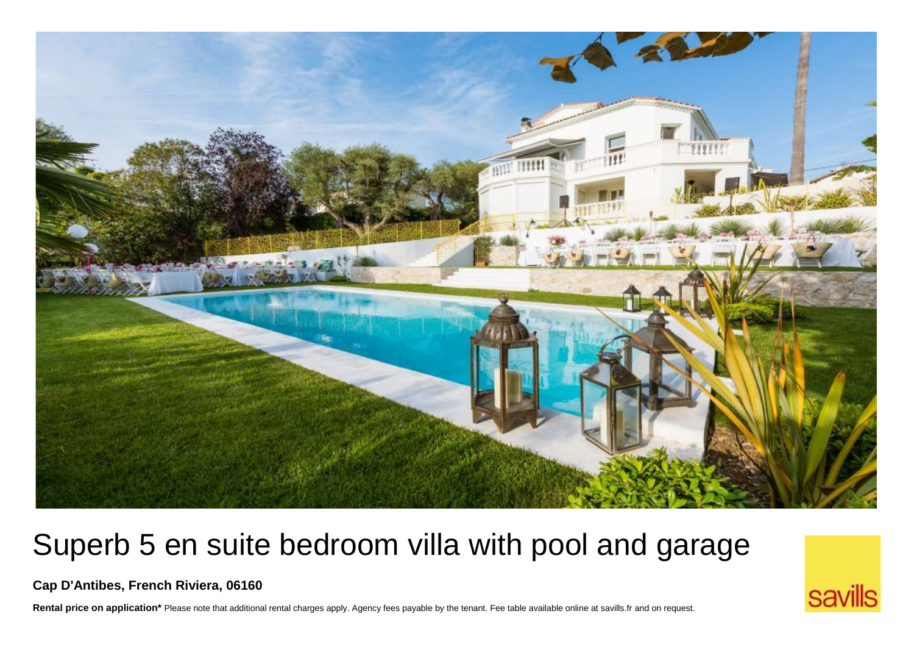# Superb 5 en suite bedroom villa with pool and garage

**Cap D'Antibes, French Riviera, 06160**

**Rental price on application*** Please note that additional rental charges apply. Agency fees payable by the tenant. Fee table available online at savills.fr and on request.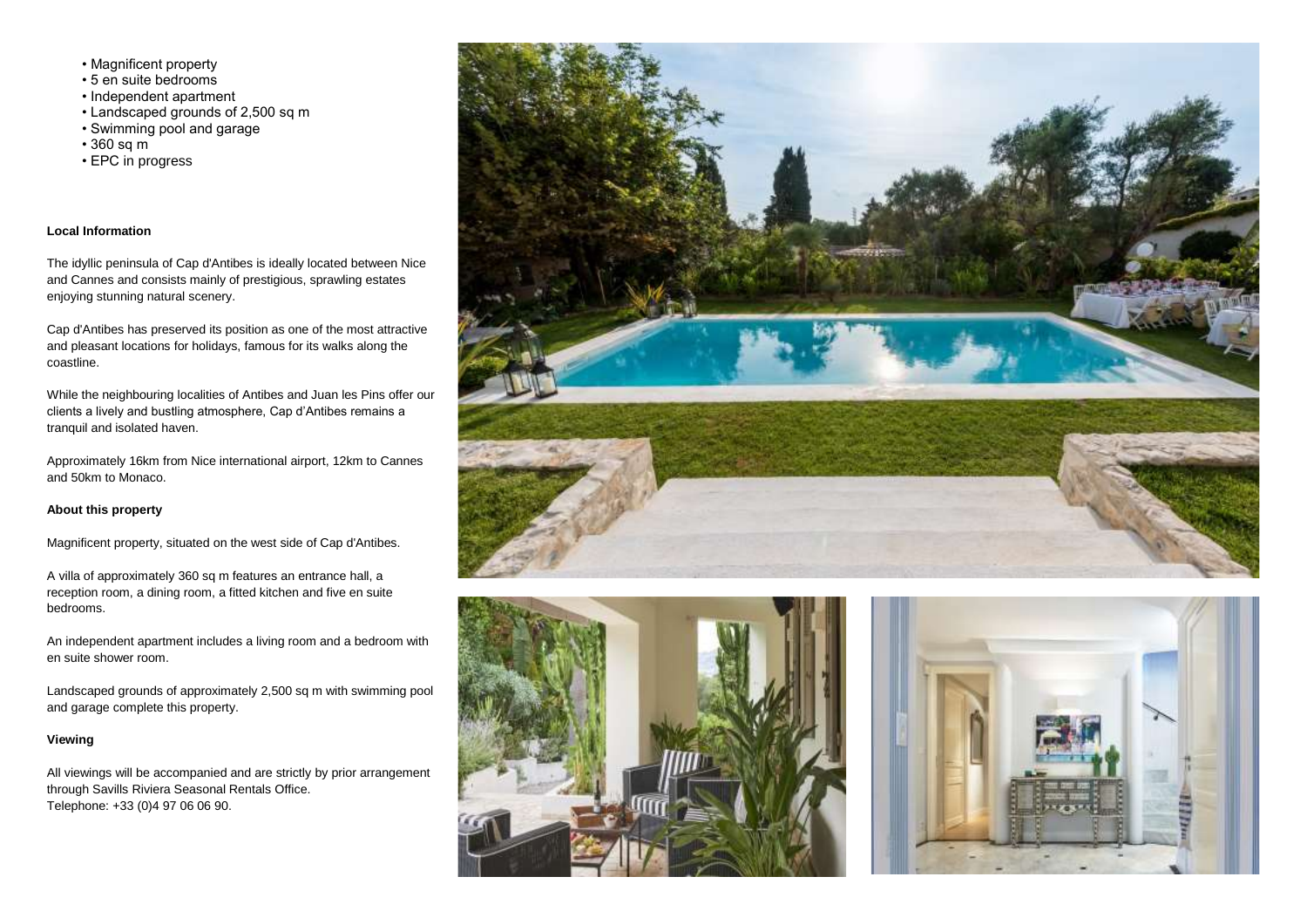- Magnificent property
- 5 en suite bedrooms
- Independent apartment
- Landscaped grounds of 2,500 sq m
- Swimming pool and garage
- 360 sq m
- EPC in progress

**Local Information**

The idyllic peninsula of Cap d'Antibes is ideally located between Nice and Cannes and consists mainly of prestigious, sprawling estates enjoying stunning natural scenery.

Cap d'Antibes has preserved its position as one of the most attractive and pleasant locations for holidays, famous for its walks along the coastline.

While the neighbouring localities of Antibes and Juan les Pins offer our clients a lively and bustling atmosphere, Cap d'Antibes remains a tranquil and isolated haven.

Approximately 16km from Nice international airport, 12km to Cannes and 50km to Monaco.

**About this property**

Magnificent property, situated on the west side of Cap d'Antibes.

A villa of approximately 360 sq m features an entrance hall, a reception room, a dining room, a fitted kitchen and five en suite bedrooms.

An independent apartment includes a living room and a bedroom with en suite shower room.

Landscaped grounds of approximately 2,500 sq m with swimming pool and garage complete this property.

**Viewing**

All viewings will be accompanied and are strictly by prior arrangement through Savills Riviera Seasonal Rentals Office.
Telephone: +33 (0)4 97 06 06 90.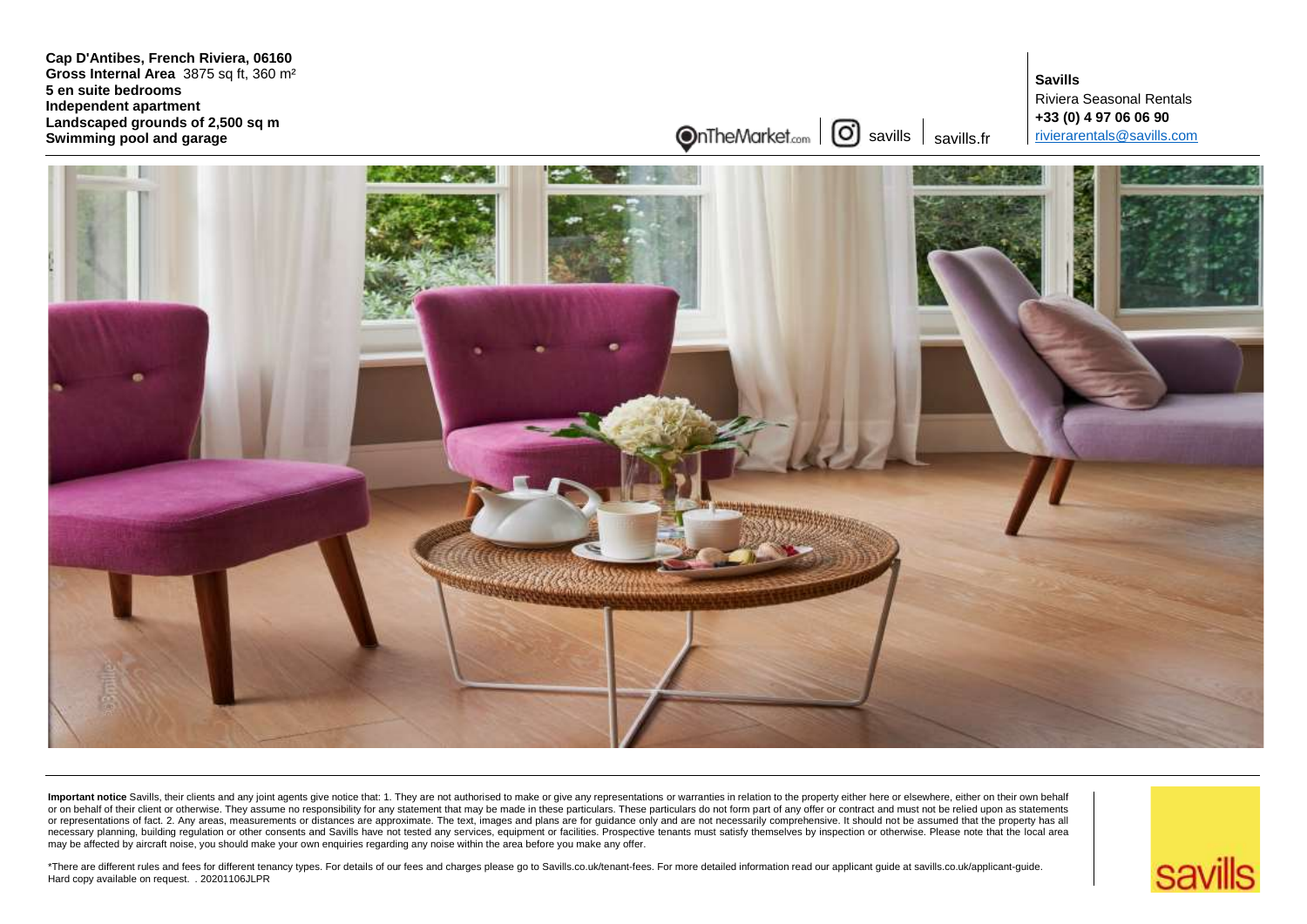**Cap D'Antibes, French Riviera, 06160**
**Gross Internal Area** 3875 sq ft, 360 m²
**5 en suite bedrooms**
**Independent apartment**
**Landscaped grounds of 2,500 sq m**
**Swimming pool and garage**

OnTheMarket.com | savills | savills.fr

**Savills**
Riviera Seasonal Rentals
**+33 (0) 4 97 06 06 90**
rivierarentals@savills.com

**Important notice** Savills, their clients and any joint agents give notice that: 1. They are not authorised to make or give any representations or warranties in relation to the property either here or elsewhere, either on their own behalf or on behalf of their client or otherwise. They assume no responsibility for any statement that may be made in these particulars. These particulars do not form part of any offer or contract and must not be relied upon as statements or representations of fact. 2. Any areas, measurements or distances are approximate. The text, images and plans are for guidance only and are not necessarily comprehensive. It should not be assumed that the property has all necessary planning, building regulation or other consents and Savills have not tested any services, equipment or facilities. Prospective tenants must satisfy themselves by inspection or otherwise. Please note that the local area may be affected by aircraft noise, you should make your own enquiries regarding any noise within the area before you make any offer.

*There are different rules and fees for different tenancy types. For details of our fees and charges please go to Savills.co.uk/tenant-fees. For more detailed information read our applicant guide at savills.co.uk/applicant-guide. Hard copy available on request. . 20201106JLPR

savills